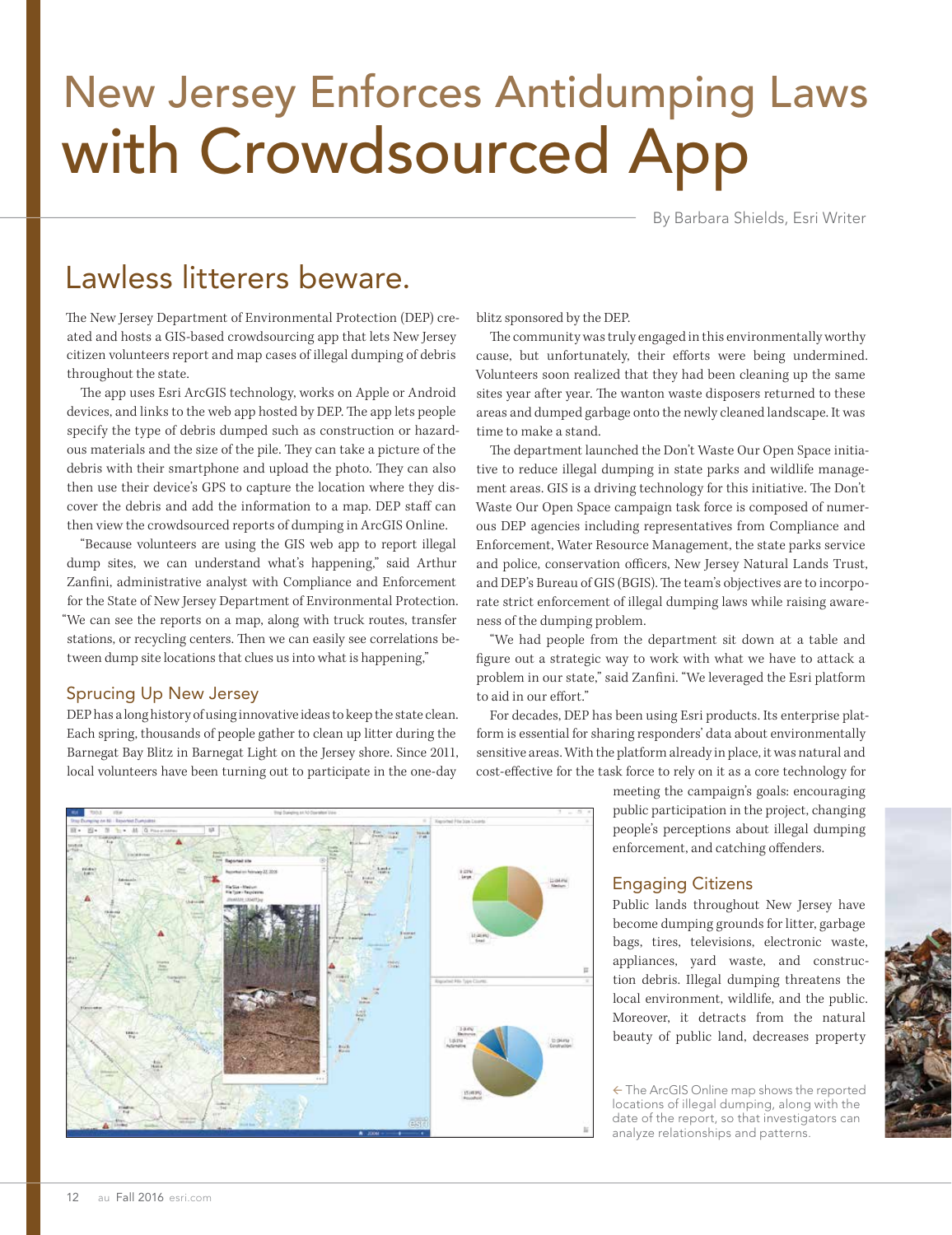# New Jersey Enforces Antidumping Laws with Crowdsourced App

By Barbara Shields, Esri Writer

## Lawless litterers beware.

The New Jersey Department of Environmental Protection (DEP) created and hosts a GIS-based crowdsourcing app that lets New Jersey citizen volunteers report and map cases of illegal dumping of debris throughout the state.

The app uses Esri ArcGIS technology, works on Apple or Android devices, and links to the web app hosted by DEP. The app lets people specify the type of debris dumped such as construction or hazardous materials and the size of the pile. They can take a picture of the debris with their smartphone and upload the photo. They can also then use their device's GPS to capture the location where they discover the debris and add the information to a map. DEP staff can then view the crowdsourced reports of dumping in ArcGIS Online.

"Because volunteers are using the GIS web app to report illegal dump sites, we can understand what's happening," said Arthur Zanfini, administrative analyst with Compliance and Enforcement for the State of New Jersey Department of Environmental Protection. "We can see the reports on a map, along with truck routes, transfer stations, or recycling centers. Then we can easily see correlations between dump site locations that clues us into what is happening,"

### Sprucing Up New Jersey

DEP has a long history of using innovative ideas to keep the state clean. Each spring, thousands of people gather to clean up litter during the Barnegat Bay Blitz in Barnegat Light on the Jersey shore. Since 2011, local volunteers have been turning out to participate in the one-day blitz sponsored by the DEP.

The community was truly engaged in this environmentally worthy cause, but unfortunately, their efforts were being undermined. Volunteers soon realized that they had been cleaning up the same sites year after year. The wanton waste disposers returned to these areas and dumped garbage onto the newly cleaned landscape. It was time to make a stand.

The department launched the Don't Waste Our Open Space initiative to reduce illegal dumping in state parks and wildlife management areas. GIS is a driving technology for this initiative. The Don't Waste Our Open Space campaign task force is composed of numerous DEP agencies including representatives from Compliance and Enforcement, Water Resource Management, the state parks service and police, conservation officers, New Jersey Natural Lands Trust, and DEP's Bureau of GIS (BGIS). The team's objectives are to incorporate strict enforcement of illegal dumping laws while raising awareness of the dumping problem.

"We had people from the department sit down at a table and figure out a strategic way to work with what we have to attack a problem in our state," said Zanfini. "We leveraged the Esri platform to aid in our effort."

For decades, DEP has been using Esri products. Its enterprise platform is essential for sharing responders' data about environmentally sensitive areas. With the platform already in place, it was natural and cost-effective for the task force to rely on it as a core technology for meeting the campaign's goals: encouraging public participation in the project, changing people's perceptions about illegal dumping enforcement, and catching offenders.

### Engaging Citizens

Public lands throughout New Jersey have become dumping grounds for litter, garbage bags, tires, televisions, electronic waste, appliances, yard waste, and construction debris. Illegal dumping threatens the local environment, wildlife, and the public. Moreover, it detracts from the natural beauty of public land, decreases property

← The ArcGIS Online map shows the reported locations of illegal dumping, along with the date of the report, so that investigators can analyze relationships and patterns.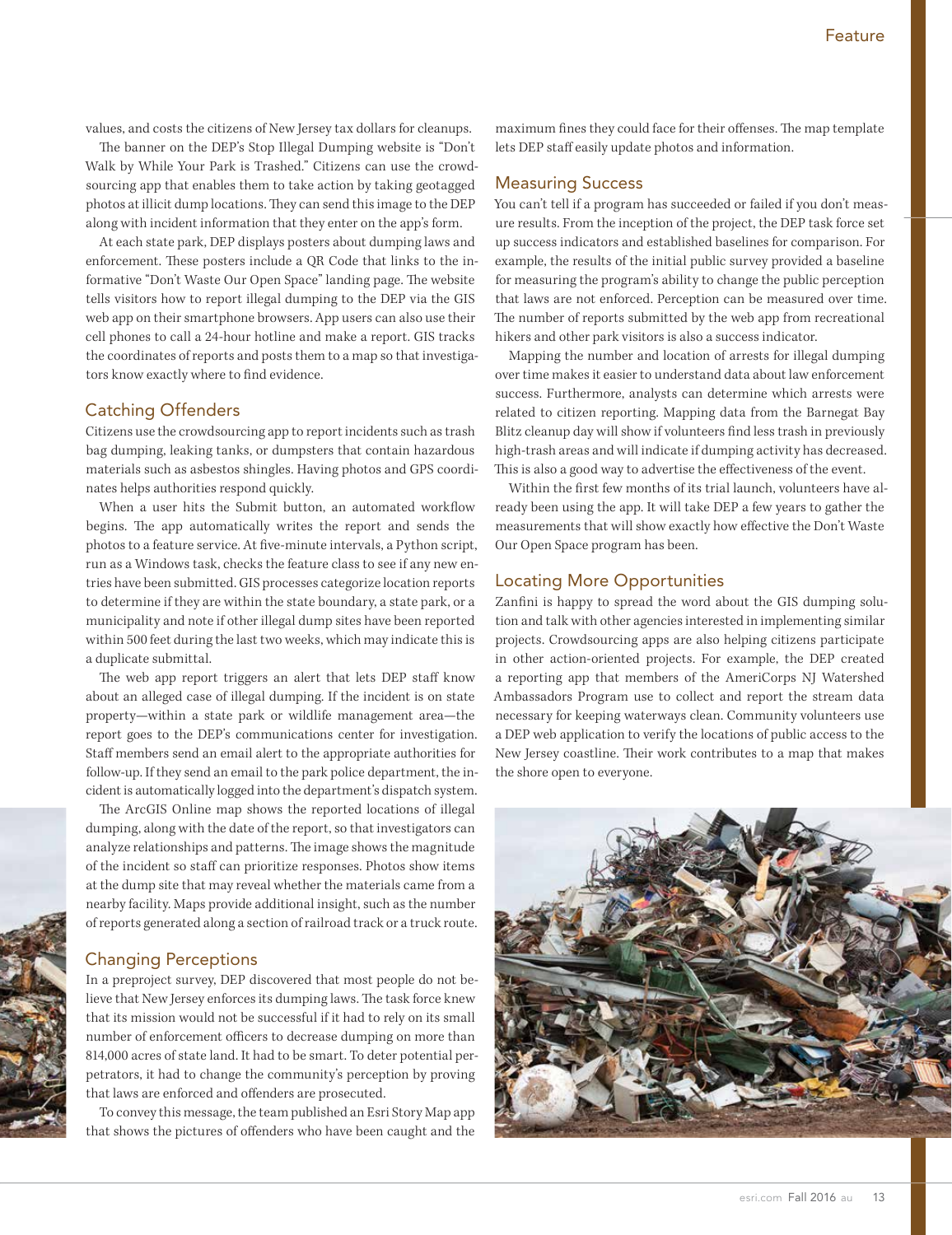values, and costs the citizens of New Jersey tax dollars for cleanups.

The banner on the DEP's Stop Illegal Dumping website is "Don't Walk by While Your Park is Trashed." Citizens can use the crowdsourcing app that enables them to take action by taking geotagged photos at illicit dump locations. They can send this image to the DEP along with incident information that they enter on the app's form.

At each state park, DEP displays posters about dumping laws and enforcement. These posters include a QR Code that links to the informative "Don't Waste Our Open Space" landing page. The website tells visitors how to report illegal dumping to the DEP via the GIS web app on their smartphone browsers. App users can also use their cell phones to call a 24-hour hotline and make a report. GIS tracks the coordinates of reports and posts them to a map so that investigators know exactly where to find evidence.

## Catching Offenders

Citizens use the crowdsourcing app to report incidents such as trash bag dumping, leaking tanks, or dumpsters that contain hazardous materials such as asbestos shingles. Having photos and GPS coordinates helps authorities respond quickly.

When a user hits the Submit button, an automated workflow begins. The app automatically writes the report and sends the photos to a feature service. At five-minute intervals, a Python script, run as a Windows task, checks the feature class to see if any new entries have been submitted. GIS processes categorize location reports to determine if they are within the state boundary, a state park, or a municipality and note if other illegal dump sites have been reported within 500 feet during the last two weeks, which may indicate this is a duplicate submittal.

The web app report triggers an alert that lets DEP staff know about an alleged case of illegal dumping. If the incident is on state property—within a state park or wildlife management area—the report goes to the DEP's communications center for investigation. Staff members send an email alert to the appropriate authorities for follow-up. If they send an email to the park police department, the incident is automatically logged into the department's dispatch system.

The ArcGIS Online map shows the reported locations of illegal dumping, along with the date of the report, so that investigators can analyze relationships and patterns. The image shows the magnitude of the incident so staff can prioritize responses. Photos show items at the dump site that may reveal whether the materials came from a nearby facility. Maps provide additional insight, such as the number of reports generated along a section of railroad track or a truck route.

## Changing Perceptions

In a preproject survey, DEP discovered that most people do not believe that New Jersey enforces its dumping laws. The task force knew that its mission would not be successful if it had to rely on its small number of enforcement officers to decrease dumping on more than 814,000 acres of state land. It had to be smart. To deter potential perpetrators, it had to change the community's perception by proving that laws are enforced and offenders are prosecuted.

To convey this message, the team published an Esri Story Map app that shows the pictures of offenders who have been caught and the maximum fines they could face for their offenses. The map template lets DEP staff easily update photos and information.

## Measuring Success

You can't tell if a program has succeeded or failed if you don't measure results. From the inception of the project, the DEP task force set up success indicators and established baselines for comparison. For example, the results of the initial public survey provided a baseline for measuring the program's ability to change the public perception that laws are not enforced. Perception can be measured over time. The number of reports submitted by the web app from recreational hikers and other park visitors is also a success indicator.

Mapping the number and location of arrests for illegal dumping over time makes it easier to understand data about law enforcement success. Furthermore, analysts can determine which arrests were related to citizen reporting. Mapping data from the Barnegat Bay Blitz cleanup day will show if volunteers find less trash in previously high-trash areas and will indicate if dumping activity has decreased. This is also a good way to advertise the effectiveness of the event.

Within the first few months of its trial launch, volunteers have already been using the app. It will take DEP a few years to gather the measurements that will show exactly how effective the Don't Waste Our Open Space program has been.

## Locating More Opportunities

Zanfini is happy to spread the word about the GIS dumping solution and talk with other agencies interested in implementing similar projects. Crowdsourcing apps are also helping citizens participate in other action-oriented projects. For example, the DEP created a reporting app that members of the AmeriCorps NJ Watershed Ambassadors Program use to collect and report the stream data necessary for keeping waterways clean. Community volunteers use a DEP web application to verify the locations of public access to the New Jersey coastline. Their work contributes to a map that makes the shore open to everyone.